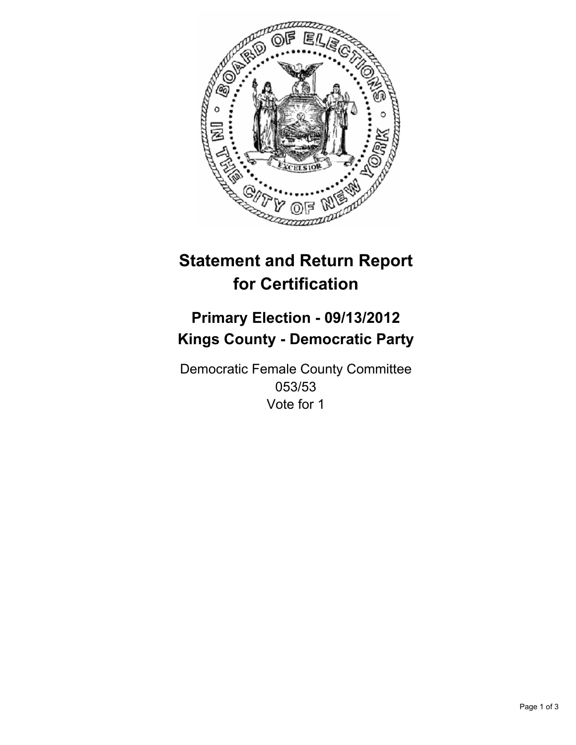# Statement and Return Report for Certification

## Primary Election - 09/13/2012
## Kings County - Democratic Party

Democratic Female County Committee
053/53
Vote for 1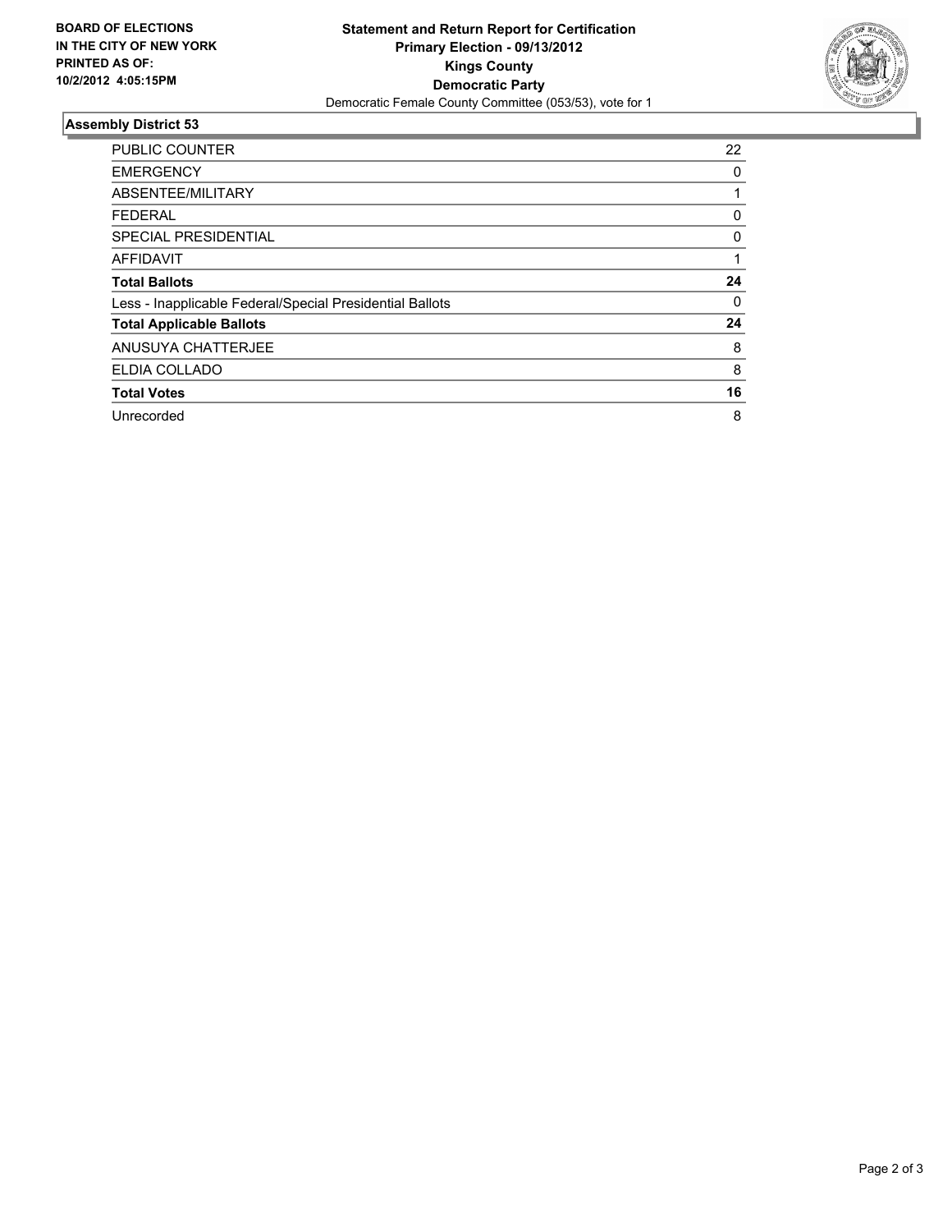**BOARD OF ELECTIONS IN THE CITY OF NEW YORK PRINTED AS OF: 10/2/2012 4:05:15PM**

# Statement and Return Report for Certification
## Primary Election - 09/13/2012
## Kings County
## Democratic Party

Democratic Female County Committee (053/53), vote for 1

### Assembly District 53

| | |
|---|---|
| PUBLIC COUNTER | 22 |
| EMERGENCY | 0 |
| ABSENTEE/MILITARY | 1 |
| FEDERAL | 0 |
| SPECIAL PRESIDENTIAL | 0 |
| AFFIDAVIT | 1 |
| **Total Ballots** | **24** |
| Less - Inapplicable Federal/Special Presidential Ballots | 0 |
| **Total Applicable Ballots** | **24** |
| ANUSUYA CHATTERJEE | 8 |
| ELDIA COLLADO | 8 |
| **Total Votes** | **16** |
| Unrecorded | 8 |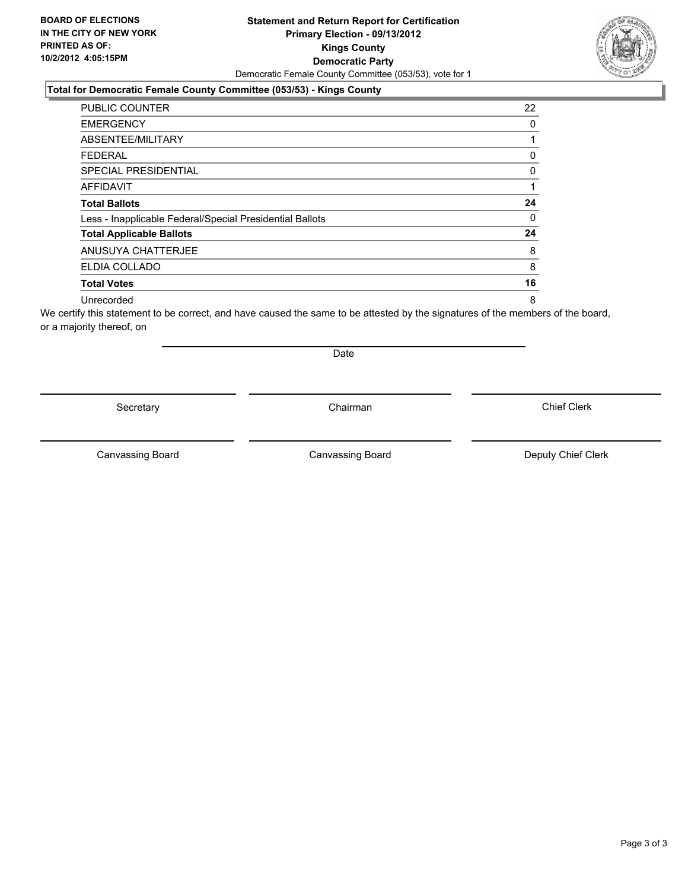**BOARD OF ELECTIONS**
**IN THE CITY OF NEW YORK**
**PRINTED AS OF:**
**10/2/2012 4:05:15PM**

**Statement and Return Report for Certification**
**Primary Election - 09/13/2012**
**Kings County**
**Democratic Party**
Democratic Female County Committee (053/53), vote for 1

**Total for Democratic Female County Committee (053/53) - Kings County**

| | |
|---|---|
| PUBLIC COUNTER | 22 |
| EMERGENCY | 0 |
| ABSENTEE/MILITARY | 1 |
| FEDERAL | 0 |
| SPECIAL PRESIDENTIAL | 0 |
| AFFIDAVIT | 1 |
| **Total Ballots** | **24** |
| Less - Inapplicable Federal/Special Presidential Ballots | 0 |
| **Total Applicable Ballots** | **24** |
| ANUSUYA CHATTERJEE | 8 |
| ELDIA COLLADO | 8 |
| **Total Votes** | **16** |
| Unrecorded | 8 |

We certify this statement to be correct, and have caused the same to be attested by the signatures of the members of the board, or a majority thereof, on

Date

Secretary | Chairman | Chief Clerk

Canvassing Board | Canvassing Board | Deputy Chief Clerk